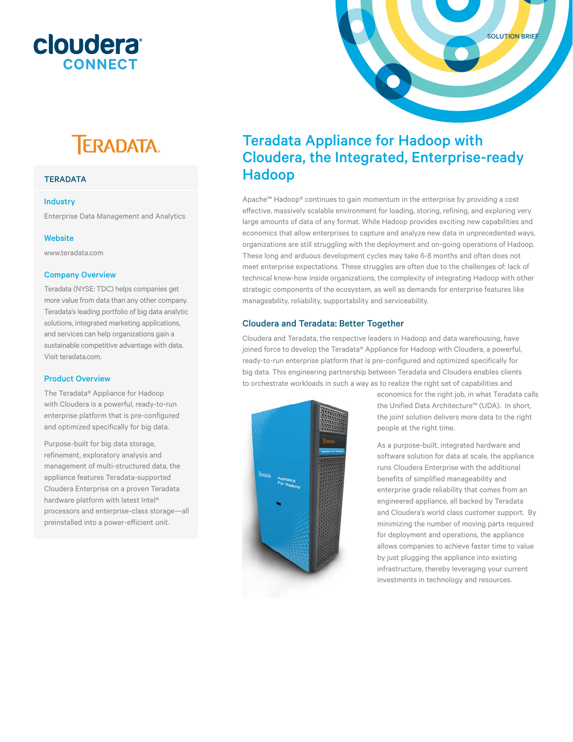SOLUTION BRIEF

# Teradata Appliance for Hadoop with Cloudera, the Integrated, Enterprise-ready Hadoop

## TERADATA

### Industry

Enterprise Data Management and Analytics

### Website

www.teradata.com

### Company Overview

Teradata (NYSE: TDC) helps companies get more value from data than any other company. Teradata's leading portfolio of big data analytic solutions, integrated marketing applications, and services can help organizations gain a sustainable competitive advantage with data. Visit teradata.com.

### Product Overview

The Teradata® Appliance for Hadoop with Cloudera is a powerful, ready-to-run enterprise platform that is pre-configured and optimized specifically for big data.

Purpose-built for big data storage, refinement, exploratory analysis and management of multi-structured data, the appliance features Teradata-supported Cloudera Enterprise on a proven Teradata hardware platform with latest Intel® processors and enterprise-class storage—all preinstalled into a power-efficient unit.

Apache™ Hadoop® continues to gain momentum in the enterprise by providing a cost effective, massively scalable environment for loading, storing, refining, and exploring very large amounts of data of any format. While Hadoop provides exciting new capabilities and economics that allow enterprises to capture and analyze new data in unprecedented ways, organizations are still struggling with the deployment and on-going operations of Hadoop. These long and arduous development cycles may take 6-8 months and often does not meet enterprise expectations. These struggles are often due to the challenges of: lack of technical know-how inside organizations, the complexity of integrating Hadoop with other strategic components of the ecosystem, as well as demands for enterprise features like manageability, reliability, supportability and serviceability.

## Cloudera and Teradata: Better Together

Cloudera and Teradata, the respective leaders in Hadoop and data warehousing, have joined force to develop the Teradata® Appliance for Hadoop with Cloudera, a powerful, ready-to-run enterprise platform that is pre-configured and optimized specifically for big data. This engineering partnership between Teradata and Cloudera enables clients to orchestrate workloads in such a way as to realize the right set of capabilities and economics for the right job, in what Teradata calls the Unified Data Architecture™ (UDA). In short, the joint solution delivers more data to the right people at the right time.

As a purpose-built, integrated hardware and software solution for data at scale, the appliance runs Cloudera Enterprise with the additional benefits of simplified manageability and enterprise grade reliability that comes from an engineered appliance, all backed by Teradata and Cloudera's world class customer support. By minimizing the number of moving parts required for deployment and operations, the appliance allows companies to achieve faster time to value by just plugging the appliance into existing infrastructure, thereby leveraging your current investments in technology and resources.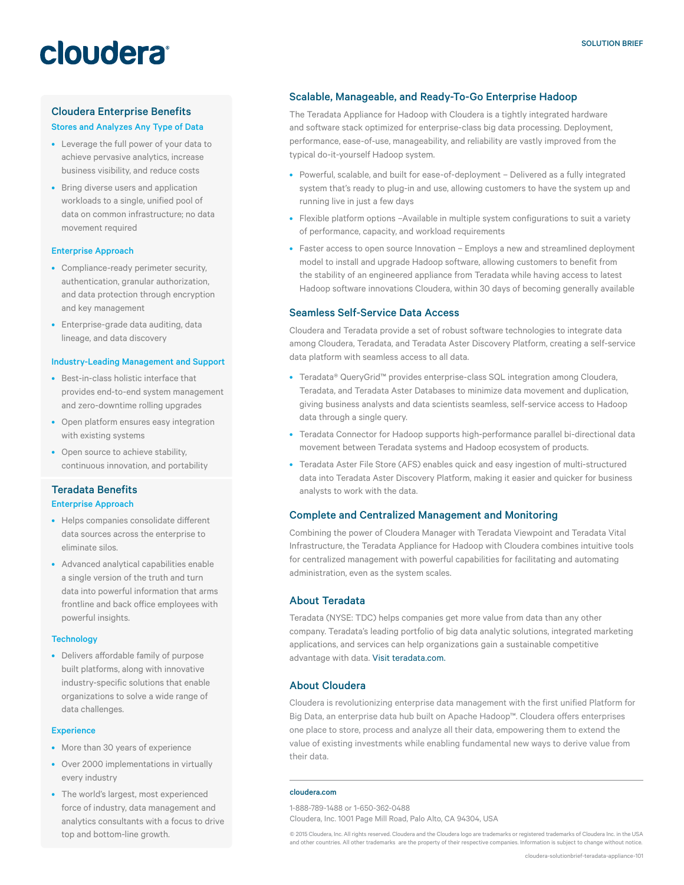# cloudera

SOLUTION BRIEF

## Cloudera Enterprise Benefits

### Stores and Analyzes Any Type of Data

- Leverage the full power of your data to achieve pervasive analytics, increase business visibility, and reduce costs
- Bring diverse users and application workloads to a single, unified pool of data on common infrastructure; no data movement required

### Enterprise Approach

- Compliance-ready perimeter security, authentication, granular authorization, and data protection through encryption and key management
- Enterprise-grade data auditing, data lineage, and data discovery

### Industry-Leading Management and Support

- Best-in-class holistic interface that provides end-to-end system management and zero-downtime rolling upgrades
- Open platform ensures easy integration with existing systems
- Open source to achieve stability, continuous innovation, and portability

## Teradata Benefits

### Enterprise Approach

- Helps companies consolidate different data sources across the enterprise to eliminate silos.
- Advanced analytical capabilities enable a single version of the truth and turn data into powerful information that arms frontline and back office employees with powerful insights.

### Technology

- Delivers affordable family of purpose built platforms, along with innovative industry-specific solutions that enable organizations to solve a wide range of data challenges.

### Experience

- More than 30 years of experience
- Over 2000 implementations in virtually every industry
- The world's largest, most experienced force of industry, data management and analytics consultants with a focus to drive top and bottom-line growth.

## Scalable, Manageable, and Ready-To-Go Enterprise Hadoop

The Teradata Appliance for Hadoop with Cloudera is a tightly integrated hardware and software stack optimized for enterprise-class big data processing. Deployment, performance, ease-of-use, manageability, and reliability are vastly improved from the typical do-it-yourself Hadoop system.

- Powerful, scalable, and built for ease-of-deployment – Delivered as a fully integrated system that's ready to plug-in and use, allowing customers to have the system up and running live in just a few days
- Flexible platform options –Available in multiple system configurations to suit a variety of performance, capacity, and workload requirements
- Faster access to open source Innovation – Employs a new and streamlined deployment model to install and upgrade Hadoop software, allowing customers to benefit from the stability of an engineered appliance from Teradata while having access to latest Hadoop software innovations Cloudera, within 30 days of becoming generally available

## Seamless Self-Service Data Access

Cloudera and Teradata provide a set of robust software technologies to integrate data among Cloudera, Teradata, and Teradata Aster Discovery Platform, creating a self-service data platform with seamless access to all data.

- Teradata® QueryGrid™ provides enterprise-class SQL integration among Cloudera, Teradata, and Teradata Aster Databases to minimize data movement and duplication, giving business analysts and data scientists seamless, self-service access to Hadoop data through a single query.
- Teradata Connector for Hadoop supports high-performance parallel bi-directional data movement between Teradata systems and Hadoop ecosystem of products.
- Teradata Aster File Store (AFS) enables quick and easy ingestion of multi-structured data into Teradata Aster Discovery Platform, making it easier and quicker for business analysts to work with the data.

## Complete and Centralized Management and Monitoring

Combining the power of Cloudera Manager with Teradata Viewpoint and Teradata Vital Infrastructure, the Teradata Appliance for Hadoop with Cloudera combines intuitive tools for centralized management with powerful capabilities for facilitating and automating administration, even as the system scales.

## About Teradata

Teradata (NYSE: TDC) helps companies get more value from data than any other company. Teradata's leading portfolio of big data analytic solutions, integrated marketing applications, and services can help organizations gain a sustainable competitive advantage with data. Visit teradata.com.

## About Cloudera

Cloudera is revolutionizing enterprise data management with the first unified Platform for Big Data, an enterprise data hub built on Apache Hadoop™. Cloudera offers enterprises one place to store, process and analyze all their data, empowering them to extend the value of existing investments while enabling fundamental new ways to derive value from their data.

---

**cloudera.com**

1-888-789-1488 or 1-650-362-0488
Cloudera, Inc. 1001 Page Mill Road, Palo Alto, CA 94304, USA

© 2015 Cloudera, Inc. All rights reserved. Cloudera and the Cloudera logo are trademarks or registered trademarks of Cloudera Inc. in the USA and other countries. All other trademarks are the property of their respective companies. Information is subject to change without notice.

cloudera-solutionbrief-teradata-appliance-101